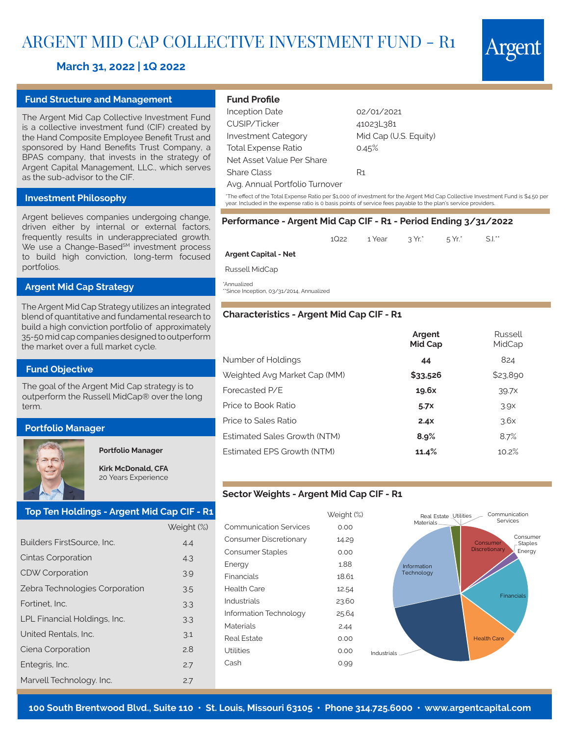# ARGENT MID CAP COLLECTIVE INVESTMENT FUND - R1

**March 31, 2022 | 1Q 2022**

Argent

## Fund Structure and Management

The Argent Mid Cap Collective Investment Fund is a collective investment fund (CIF) created by the Hand Composite Employee Benefit Trust and sponsored by Hand Benefits Trust Company, a BPAS company, that invests in the strategy of Argent Capital Management, LLC., which serves as the sub-advisor to the CIF.

## Investment Philosophy

Argent believes companies undergoing change, driven either by internal or external factors, frequently results in underappreciated growth. We use a Change-Based[SM] investment process to build high conviction, long-term focused portfolios.

## Argent Mid Cap Strategy

The Argent Mid Cap Strategy utilizes an integrated blend of quantitative and fundamental research to build a high conviction portfolio of approximately 35-50 mid cap companies designed to outperform the market over a full market cycle.

## Fund Objective

The goal of the Argent Mid Cap strategy is to outperform the Russell MidCap® over the long term.

## Portfolio Manager

**Portfolio Manager**

**Kirk McDonald, CFA**
20 Years Experience

## Top Ten Holdings - Argent Mid Cap CIF - R1

| | Weight (%) |
|---|---|
| Builders FirstSource, Inc. | 4.4 |
| Cintas Corporation | 4.3 |
| CDW Corporation | 3.9 |
| Zebra Technologies Corporation | 3.5 |
| Fortinet, Inc. | 3.3 |
| LPL Financial Holdings, Inc. | 3.3 |
| United Rentals, Inc. | 3.1 |
| Ciena Corporation | 2.8 |
| Entegris, Inc. | 2.7 |
| Marvell Technology. Inc. | 2.7 |

## Fund Profile

| | |
|---|---|
| Inception Date | 02/01/2021 |
| CUSIP/Ticker | 41023L381 |
| Investment Category | Mid Cap (U.S. Equity) |
| Total Expense Ratio | 0.45% |
| Net Asset Value Per Share | |
| Share Class | R1 |
| Avg. Annual Portfolio Turnover | |

*The effect of the Total Expense Ratio per $1,000 of investment for the Argent Mid Cap Collective Investment Fund is $4.50 per year. Included in the expense ratio is 0 basis points of service fees payable to the plan's service providers.

## Performance - Argent Mid Cap CIF - R1 - Period Ending 3/31/2022

| | 1Q22 | 1 Year | 3 Yr.* | 5 Yr.* | S.I.** |
|---|---|---|---|---|---|
| **Argent Capital - Net** | | | | | |
| Russell MidCap | | | | | |

*Annualized
**Since Inception, 03/31/2014, Annualized

## Characteristics - Argent Mid Cap CIF - R1

| | **Argent Mid Cap** | Russell MidCap |
|---|---|---|
| Number of Holdings | **44** | 824 |
| Weighted Avg Market Cap (MM) | **$33,526** | $23,890 |
| Forecasted P/E | **19.6x** | 39.7x |
| Price to Book Ratio | **5.7x** | 3.9x |
| Price to Sales Ratio | **2.4x** | 3.6x |
| Estimated Sales Growth (NTM) | **8.9%** | 8.7% |
| Estimated EPS Growth (NTM) | **11.4%** | 10.2% |

## Sector Weights - Argent Mid Cap CIF - R1

| | Weight (%) |
|---|---|
| Communication Services | 0.00 |
| Consumer Discretionary | 14.29 |
| Consumer Staples | 0.00 |
| Energy | 1.88 |
| Financials | 18.61 |
| Health Care | 12.54 |
| Industrials | 23.60 |
| Information Technology | 25.64 |
| Materials | 2.44 |
| Real Estate | 0.00 |
| Utilities | 0.00 |
| Cash | 0.99 |

100 South Brentwood Blvd., Suite 110 • St. Louis, Missouri 63105 • Phone 314.725.6000 • www.argentcapital.com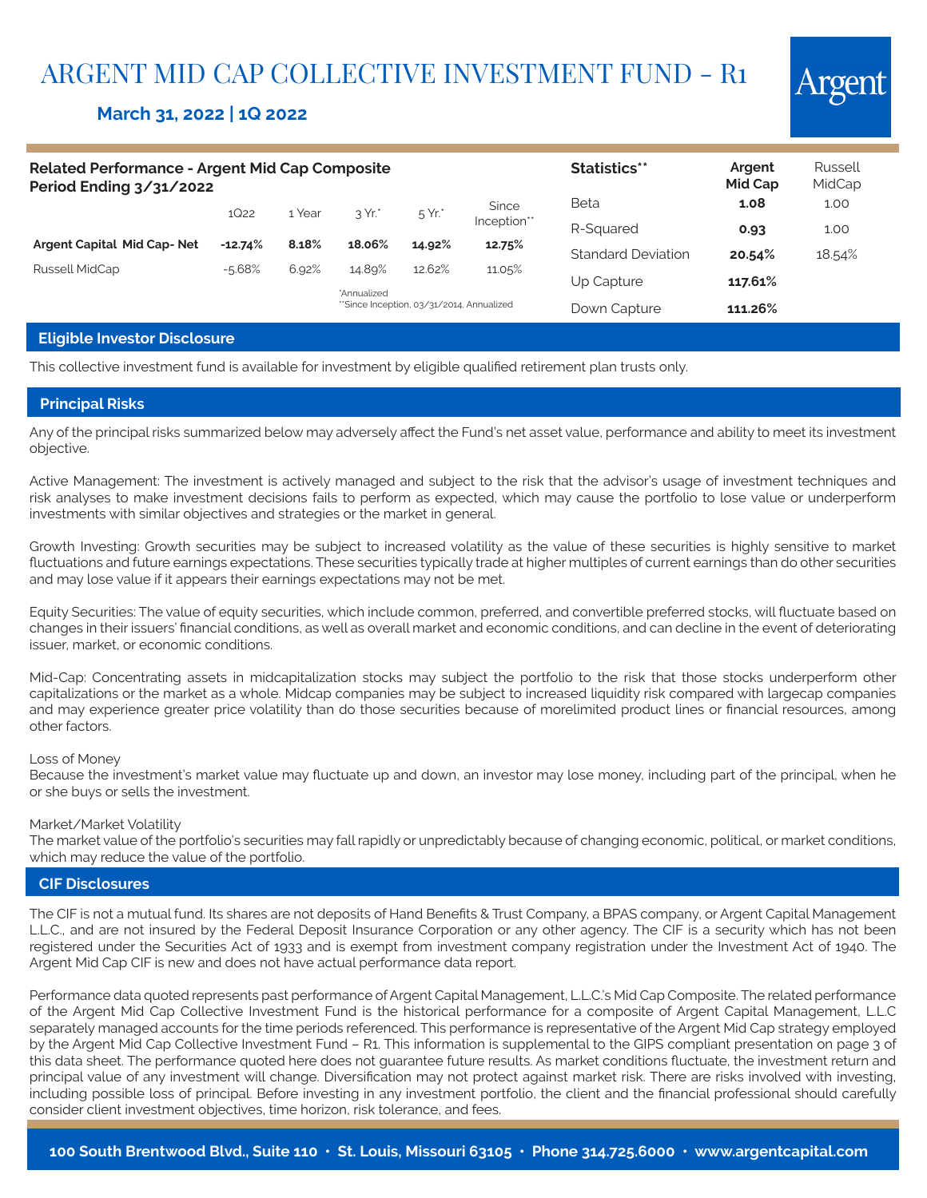# ARGENT MID CAP COLLECTIVE INVESTMENT FUND - R1

**March 31, 2022 | 1Q 2022**

**Related Performance - Argent Mid Cap Composite**
**Period Ending 3/31/2022**

| | 1Q22 | 1 Year | 3 Yr.* | 5 Yr.* | Since Inception** |
|---|---|---|---|---|---|
| **Argent Capital Mid Cap- Net** | **-12.74%** | **8.18%** | **18.06%** | **14.92%** | **12.75%** |
| Russell MidCap | -5.68% | 6.92% | 14.89% | 12.62% | 11.05% |

*Annualized
**Since Inception, 03/31/2014, Annualized

| Statistics** | Argent Mid Cap | Russell MidCap |
|---|---|---|
| Beta | **1.08** | 1.00 |
| R-Squared | **0.93** | 1.00 |
| Standard Deviation | **20.54%** | 18.54% |
| Up Capture | **117.61%** | |
| Down Capture | **111.26%** | |

## Eligible Investor Disclosure

This collective investment fund is available for investment by eligible qualified retirement plan trusts only.

## Principal Risks

Any of the principal risks summarized below may adversely affect the Fund's net asset value, performance and ability to meet its investment objective.

Active Management: The investment is actively managed and subject to the risk that the advisor's usage of investment techniques and risk analyses to make investment decisions fails to perform as expected, which may cause the portfolio to lose value or underperform investments with similar objectives and strategies or the market in general.

Growth Investing: Growth securities may be subject to increased volatility as the value of these securities is highly sensitive to market fluctuations and future earnings expectations. These securities typically trade at higher multiples of current earnings than do other securities and may lose value if it appears their earnings expectations may not be met.

Equity Securities: The value of equity securities, which include common, preferred, and convertible preferred stocks, will fluctuate based on changes in their issuers' financial conditions, as well as overall market and economic conditions, and can decline in the event of deteriorating issuer, market, or economic conditions.

Mid-Cap: Concentrating assets in midcapitalization stocks may subject the portfolio to the risk that those stocks underperform other capitalizations or the market as a whole. Midcap companies may be subject to increased liquidity risk compared with largecap companies and may experience greater price volatility than do those securities because of morelimited product lines or financial resources, among other factors.

Loss of Money
Because the investment's market value may fluctuate up and down, an investor may lose money, including part of the principal, when he or she buys or sells the investment.

Market/Market Volatility
The market value of the portfolio's securities may fall rapidly or unpredictably because of changing economic, political, or market conditions, which may reduce the value of the portfolio.

## CIF Disclosures

The CIF is not a mutual fund. Its shares are not deposits of Hand Benefits & Trust Company, a BPAS company, or Argent Capital Management L.L.C., and are not insured by the Federal Deposit Insurance Corporation or any other agency. The CIF is a security which has not been registered under the Securities Act of 1933 and is exempt from investment company registration under the Investment Act of 1940. The Argent Mid Cap CIF is new and does not have actual performance data report.

Performance data quoted represents past performance of Argent Capital Management, L.L.C.'s Mid Cap Composite. The related performance of the Argent Mid Cap Collective Investment Fund is the historical performance for a composite of Argent Capital Management, L.L.C separately managed accounts for the time periods referenced. This performance is representative of the Argent Mid Cap strategy employed by the Argent Mid Cap Collective Investment Fund – R1. This information is supplemental to the GIPS compliant presentation on page 3 of this data sheet. The performance quoted here does not guarantee future results. As market conditions fluctuate, the investment return and principal value of any investment will change. Diversification may not protect against market risk. There are risks involved with investing, including possible loss of principal. Before investing in any investment portfolio, the client and the financial professional should carefully consider client investment objectives, time horizon, risk tolerance, and fees.

100 South Brentwood Blvd., Suite 110 • St. Louis, Missouri 63105 • Phone 314.725.6000 • www.argentcapital.com